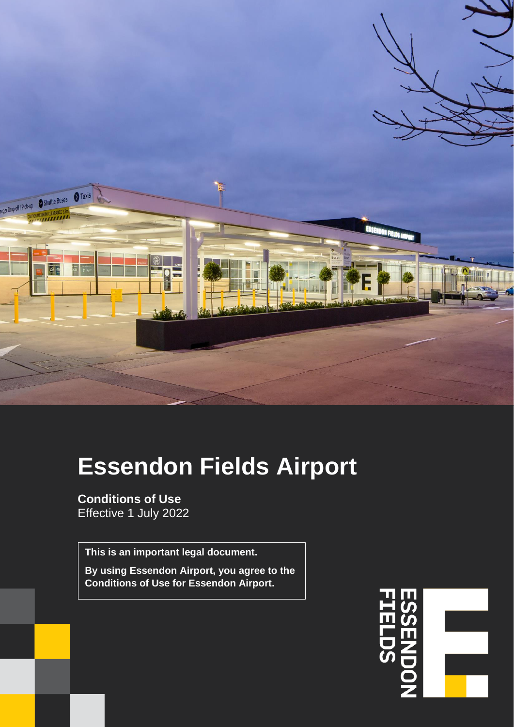# Essendon Fields Airport

**Conditions of Use**
Effective 1 July 2022

**This is an important legal document.**

**By using Essendon Airport, you agree to the Conditions of Use for Essendon Airport.**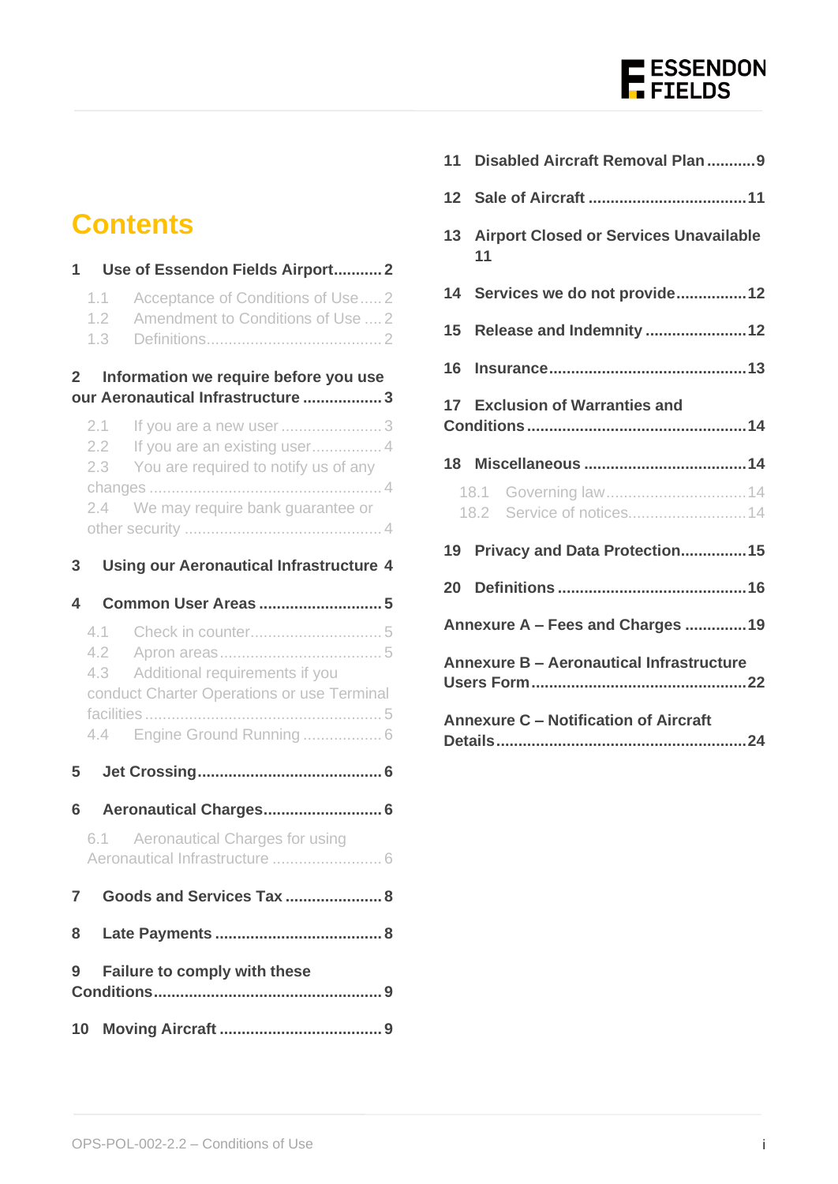# Contents

**1 Use of Essendon Fields Airport........... 2**

- 1.1 Acceptance of Conditions of Use..... 2
- 1.2 Amendment to Conditions of Use .... 2
- 1.3 Definitions........................................ 2

**2 Information we require before you use our Aeronautical Infrastructure ................. 3**

- 2.1 If you are a new user ...................... 3
- 2.2 If you are an existing user................ 4
- 2.3 You are required to notify us of any changes .................................................... 4
- 2.4 We may require bank guarantee or other security ............................................ 4

**3 Using our Aeronautical Infrastructure 4**

**4 Common User Areas ........................... 5**

- 4.1 Check in counter.............................. 5
- 4.2 Apron areas..................................... 5
- 4.3 Additional requirements if you conduct Charter Operations or use Terminal facilities ..................................................... 5
- 4.4 Engine Ground Running .................. 6

**5 Jet Crossing......................................... 6**

**6 Aeronautical Charges.......................... 6**

- 6.1 Aeronautical Charges for using Aeronautical Infrastructure ........................ 6

**7 Goods and Services Tax ...................... 8**

**8 Late Payments ..................................... 8**

**9 Failure to comply with these Conditions................................................... 9**

**10 Moving Aircraft .................................... 9**

**11 Disabled Aircraft Removal Plan ...........9**

**12 Sale of Aircraft ....................................11**

**13 Airport Closed or Services Unavailable 11**

**14 Services we do not provide................12**

**15 Release and Indemnity .......................12**

**16 Insurance............................................13**

**17 Exclusion of Warranties and Conditions .................................................14**

**18 Miscellaneous ....................................14**

- 18.1 Governing law................................14
- 18.2 Service of notices...........................14

**19 Privacy and Data Protection...............15**

**20 Definitions ..........................................16**

**Annexure A – Fees and Charges .............19**

**Annexure B – Aeronautical Infrastructure Users Form................................................22**

**Annexure C – Notification of Aircraft Details.......................................................24**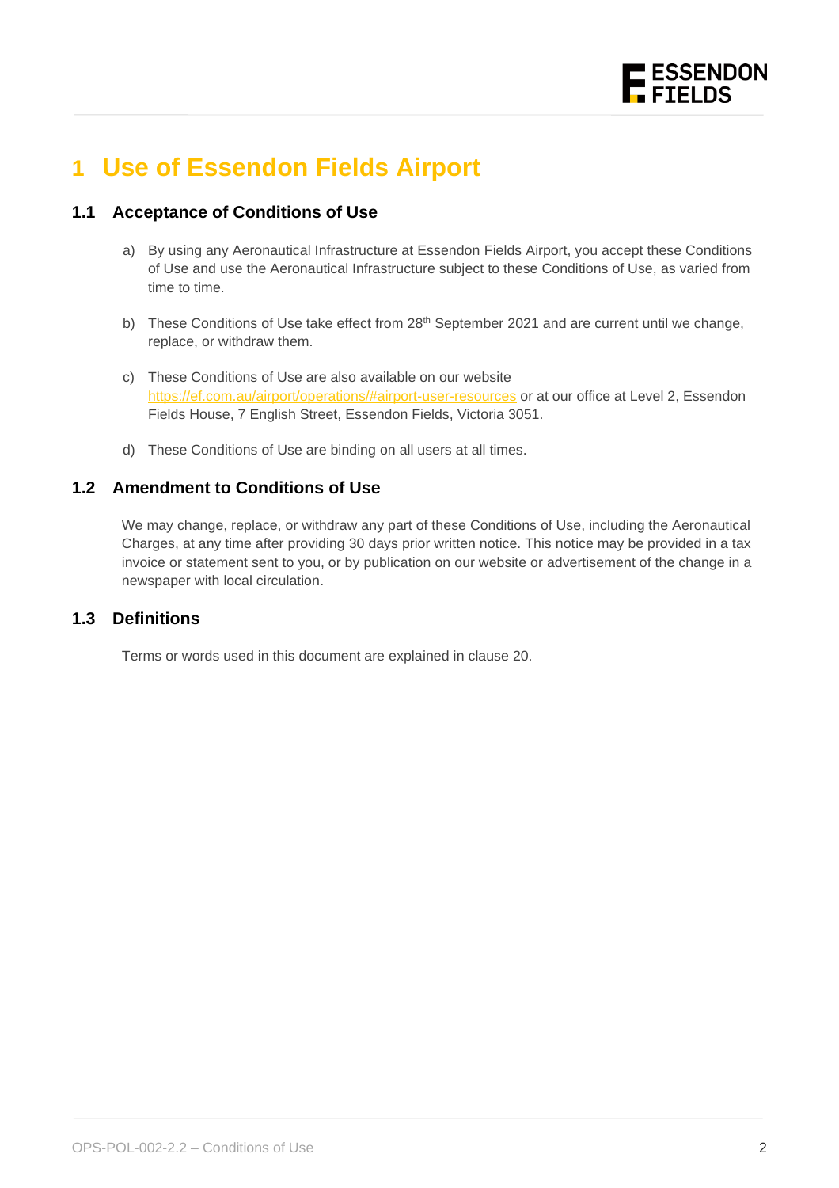# 1 Use of Essendon Fields Airport

## 1.1 Acceptance of Conditions of Use

a) By using any Aeronautical Infrastructure at Essendon Fields Airport, you accept these Conditions of Use and use the Aeronautical Infrastructure subject to these Conditions of Use, as varied from time to time.

b) These Conditions of Use take effect from 28th September 2021 and are current until we change, replace, or withdraw them.

c) These Conditions of Use are also available on our website https://ef.com.au/airport/operations/#airport-user-resources or at our office at Level 2, Essendon Fields House, 7 English Street, Essendon Fields, Victoria 3051.

d) These Conditions of Use are binding on all users at all times.

## 1.2 Amendment to Conditions of Use

We may change, replace, or withdraw any part of these Conditions of Use, including the Aeronautical Charges, at any time after providing 30 days prior written notice. This notice may be provided in a tax invoice or statement sent to you, or by publication on our website or advertisement of the change in a newspaper with local circulation.

## 1.3 Definitions

Terms or words used in this document are explained in clause 20.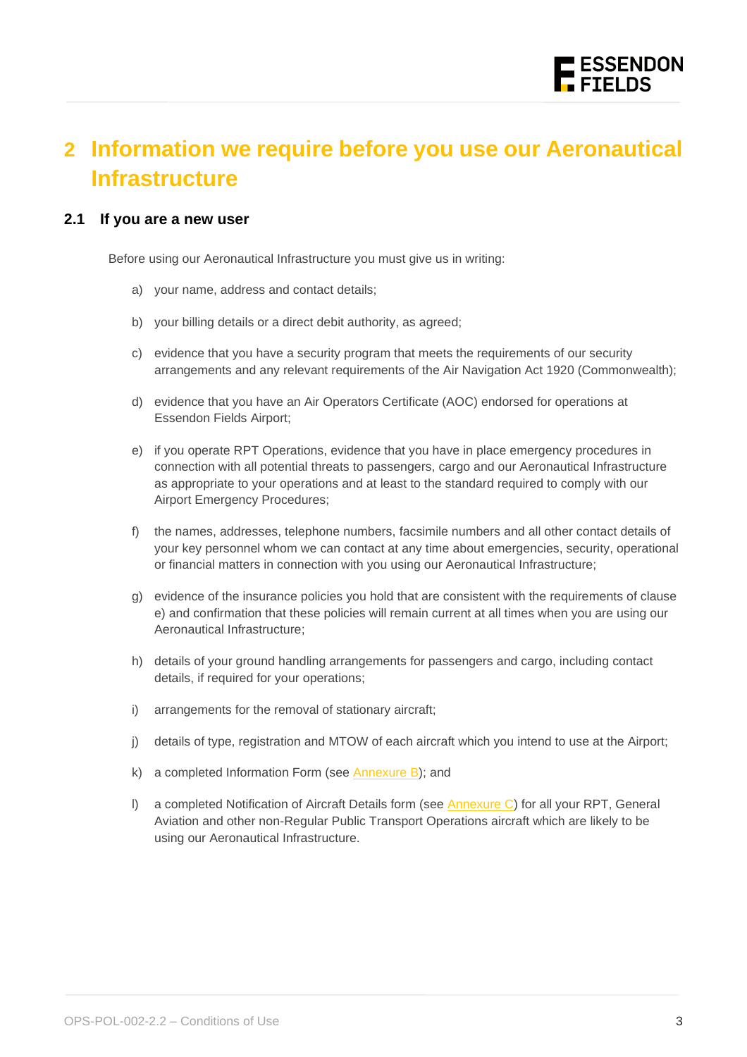# 2 Information we require before you use our Aeronautical Infrastructure

## 2.1 If you are a new user

Before using our Aeronautical Infrastructure you must give us in writing:

a) your name, address and contact details;

b) your billing details or a direct debit authority, as agreed;

c) evidence that you have a security program that meets the requirements of our security arrangements and any relevant requirements of the Air Navigation Act 1920 (Commonwealth);

d) evidence that you have an Air Operators Certificate (AOC) endorsed for operations at Essendon Fields Airport;

e) if you operate RPT Operations, evidence that you have in place emergency procedures in connection with all potential threats to passengers, cargo and our Aeronautical Infrastructure as appropriate to your operations and at least to the standard required to comply with our Airport Emergency Procedures;

f) the names, addresses, telephone numbers, facsimile numbers and all other contact details of your key personnel whom we can contact at any time about emergencies, security, operational or financial matters in connection with you using our Aeronautical Infrastructure;

g) evidence of the insurance policies you hold that are consistent with the requirements of clause e) and confirmation that these policies will remain current at all times when you are using our Aeronautical Infrastructure;

h) details of your ground handling arrangements for passengers and cargo, including contact details, if required for your operations;

i) arrangements for the removal of stationary aircraft;

j) details of type, registration and MTOW of each aircraft which you intend to use at the Airport;

k) a completed Information Form (see Annexure B); and

l) a completed Notification of Aircraft Details form (see Annexure C) for all your RPT, General Aviation and other non-Regular Public Transport Operations aircraft which are likely to be using our Aeronautical Infrastructure.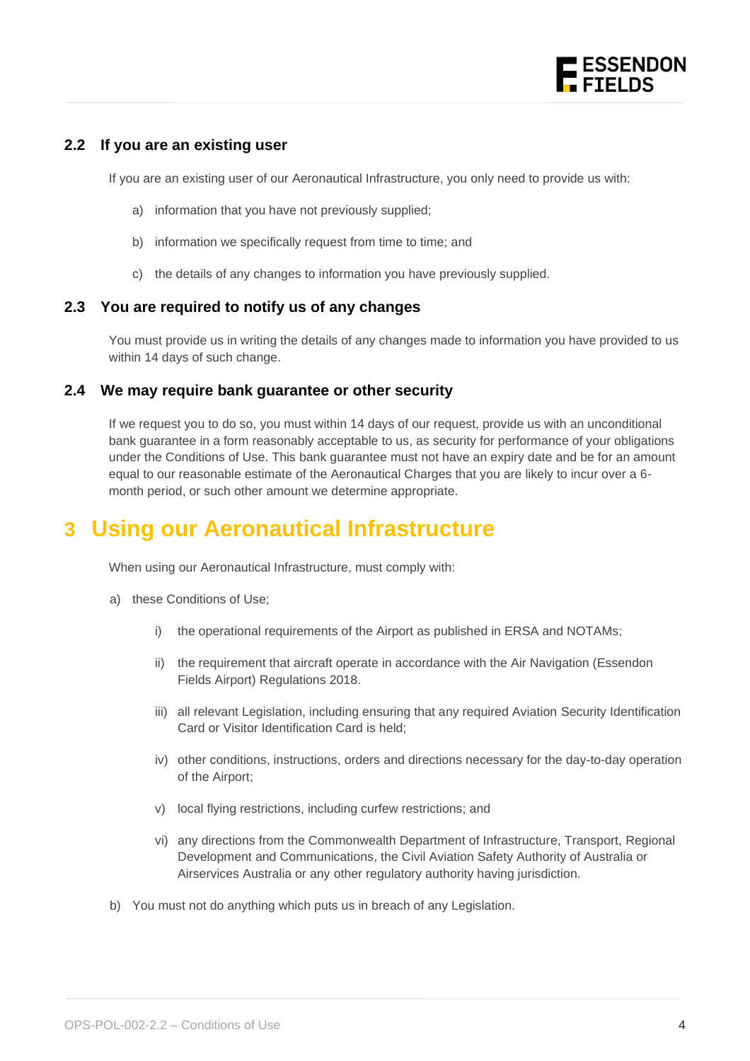### 2.2 If you are an existing user

If you are an existing user of our Aeronautical Infrastructure, you only need to provide us with:

a) information that you have not previously supplied;

b) information we specifically request from time to time; and

c) the details of any changes to information you have previously supplied.

### 2.3 You are required to notify us of any changes

You must provide us in writing the details of any changes made to information you have provided to us within 14 days of such change.

### 2.4 We may require bank guarantee or other security

If we request you to do so, you must within 14 days of our request, provide us with an unconditional bank guarantee in a form reasonably acceptable to us, as security for performance of your obligations under the Conditions of Use. This bank guarantee must not have an expiry date and be for an amount equal to our reasonable estimate of the Aeronautical Charges that you are likely to incur over a 6-month period, or such other amount we determine appropriate.

# 3 Using our Aeronautical Infrastructure

When using our Aeronautical Infrastructure, must comply with:

a) these Conditions of Use;

   i) the operational requirements of the Airport as published in ERSA and NOTAMs;

   ii) the requirement that aircraft operate in accordance with the Air Navigation (Essendon Fields Airport) Regulations 2018.

   iii) all relevant Legislation, including ensuring that any required Aviation Security Identification Card or Visitor Identification Card is held;

   iv) other conditions, instructions, orders and directions necessary for the day-to-day operation of the Airport;

   v) local flying restrictions, including curfew restrictions; and

   vi) any directions from the Commonwealth Department of Infrastructure, Transport, Regional Development and Communications, the Civil Aviation Safety Authority of Australia or Airservices Australia or any other regulatory authority having jurisdiction.

b) You must not do anything which puts us in breach of any Legislation.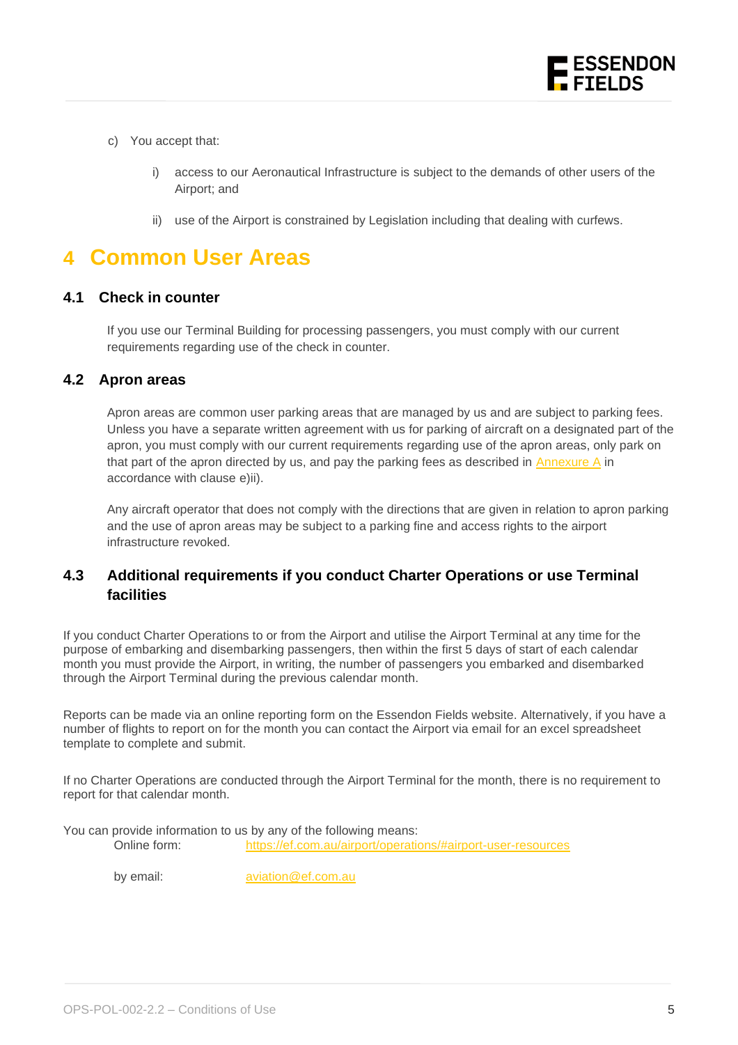c) You accept that:

   i) access to our Aeronautical Infrastructure is subject to the demands of other users of the Airport; and

   ii) use of the Airport is constrained by Legislation including that dealing with curfews.

# 4 Common User Areas

## 4.1 Check in counter

If you use our Terminal Building for processing passengers, you must comply with our current requirements regarding use of the check in counter.

## 4.2 Apron areas

Apron areas are common user parking areas that are managed by us and are subject to parking fees. Unless you have a separate written agreement with us for parking of aircraft on a designated part of the apron, you must comply with our current requirements regarding use of the apron areas, only park on that part of the apron directed by us, and pay the parking fees as described in Annexure A in accordance with clause e)ii).

Any aircraft operator that does not comply with the directions that are given in relation to apron parking and the use of apron areas may be subject to a parking fine and access rights to the airport infrastructure revoked.

## 4.3 Additional requirements if you conduct Charter Operations or use Terminal facilities

If you conduct Charter Operations to or from the Airport and utilise the Airport Terminal at any time for the purpose of embarking and disembarking passengers, then within the first 5 days of start of each calendar month you must provide the Airport, in writing, the number of passengers you embarked and disembarked through the Airport Terminal during the previous calendar month.

Reports can be made via an online reporting form on the Essendon Fields website. Alternatively, if you have a number of flights to report on for the month you can contact the Airport via email for an excel spreadsheet template to complete and submit.

If no Charter Operations are conducted through the Airport Terminal for the month, there is no requirement to report for that calendar month.

You can provide information to us by any of the following means:

| | |
|---|---|
| Online form: | https://ef.com.au/airport/operations/#airport-user-resources |
| by email: | aviation@ef.com.au |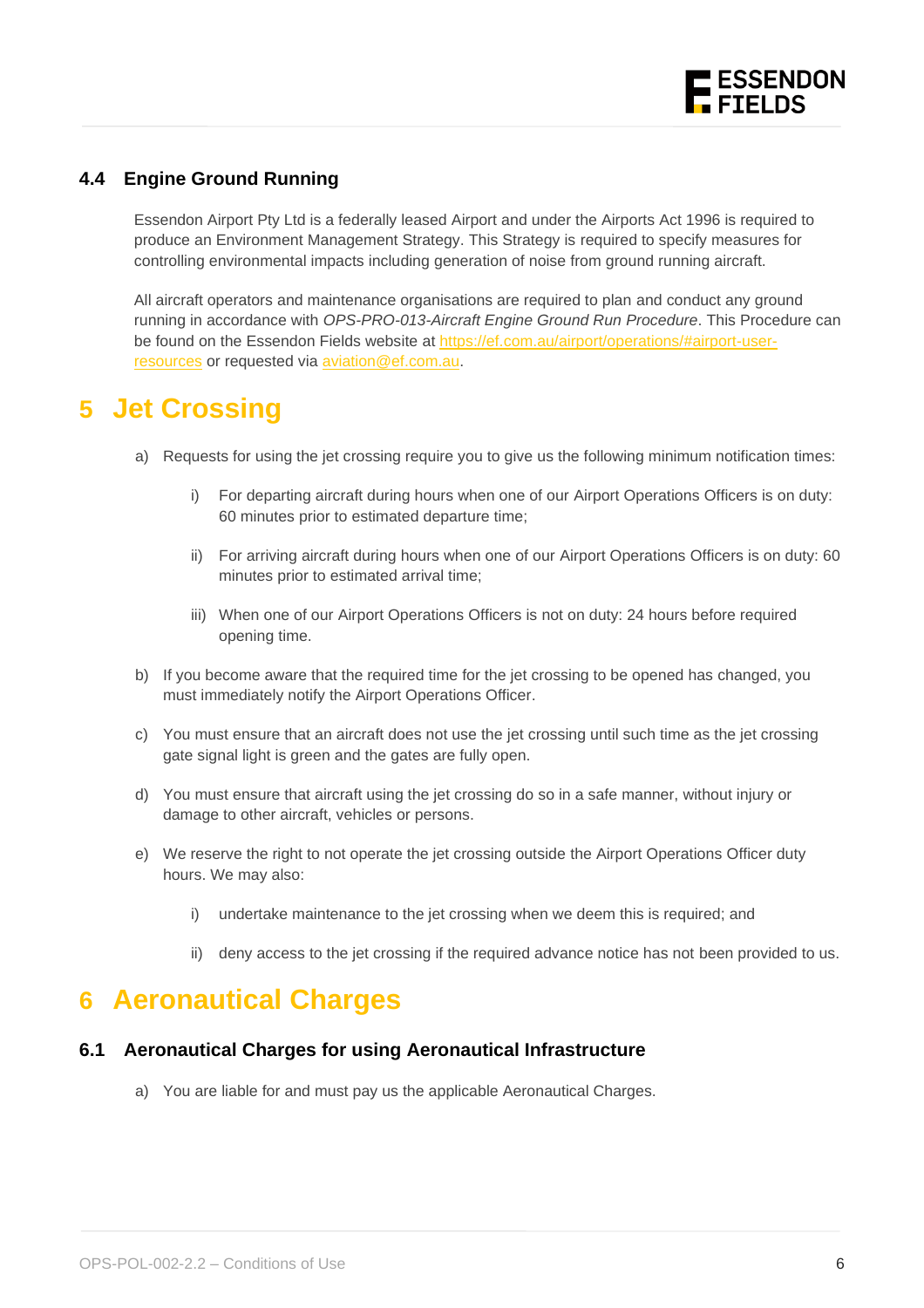### 4.4 Engine Ground Running

Essendon Airport Pty Ltd is a federally leased Airport and under the Airports Act 1996 is required to produce an Environment Management Strategy. This Strategy is required to specify measures for controlling environmental impacts including generation of noise from ground running aircraft.

All aircraft operators and maintenance organisations are required to plan and conduct any ground running in accordance with *OPS-PRO-013-Aircraft Engine Ground Run Procedure*. This Procedure can be found on the Essendon Fields website at [https://ef.com.au/airport/operations/#airport-user-resources](https://ef.com.au/airport/operations/#airport-user-resources) or requested via [aviation@ef.com.au](mailto:aviation@ef.com.au).

# 5 Jet Crossing

a) Requests for using the jet crossing require you to give us the following minimum notification times:

   i) For departing aircraft during hours when one of our Airport Operations Officers is on duty: 60 minutes prior to estimated departure time;

   ii) For arriving aircraft during hours when one of our Airport Operations Officers is on duty: 60 minutes prior to estimated arrival time;

   iii) When one of our Airport Operations Officers is not on duty: 24 hours before required opening time.

b) If you become aware that the required time for the jet crossing to be opened has changed, you must immediately notify the Airport Operations Officer.

c) You must ensure that an aircraft does not use the jet crossing until such time as the jet crossing gate signal light is green and the gates are fully open.

d) You must ensure that aircraft using the jet crossing do so in a safe manner, without injury or damage to other aircraft, vehicles or persons.

e) We reserve the right to not operate the jet crossing outside the Airport Operations Officer duty hours. We may also:

   i) undertake maintenance to the jet crossing when we deem this is required; and

   ii) deny access to the jet crossing if the required advance notice has not been provided to us.

# 6 Aeronautical Charges

### 6.1 Aeronautical Charges for using Aeronautical Infrastructure

a) You are liable for and must pay us the applicable Aeronautical Charges.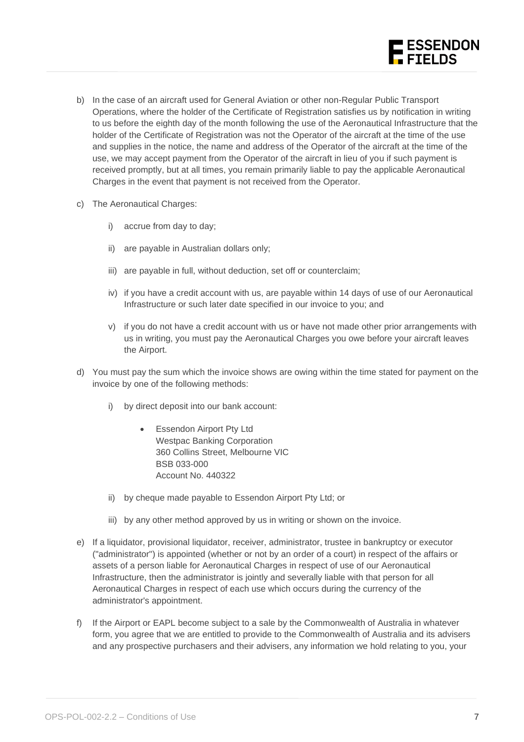b) In the case of an aircraft used for General Aviation or other non-Regular Public Transport Operations, where the holder of the Certificate of Registration satisfies us by notification in writing to us before the eighth day of the month following the use of the Aeronautical Infrastructure that the holder of the Certificate of Registration was not the Operator of the aircraft at the time of the use and supplies in the notice, the name and address of the Operator of the aircraft at the time of the use, we may accept payment from the Operator of the aircraft in lieu of you if such payment is received promptly, but at all times, you remain primarily liable to pay the applicable Aeronautical Charges in the event that payment is not received from the Operator.

c) The Aeronautical Charges:

   i) accrue from day to day;

   ii) are payable in Australian dollars only;

   iii) are payable in full, without deduction, set off or counterclaim;

   iv) if you have a credit account with us, are payable within 14 days of use of our Aeronautical Infrastructure or such later date specified in our invoice to you; and

   v) if you do not have a credit account with us or have not made other prior arrangements with us in writing, you must pay the Aeronautical Charges you owe before your aircraft leaves the Airport.

d) You must pay the sum which the invoice shows are owing within the time stated for payment on the invoice by one of the following methods:

   i) by direct deposit into our bank account:

      - Essendon Airport Pty Ltd
        Westpac Banking Corporation
        360 Collins Street, Melbourne VIC
        BSB 033-000
        Account No. 440322

   ii) by cheque made payable to Essendon Airport Pty Ltd; or

   iii) by any other method approved by us in writing or shown on the invoice.

e) If a liquidator, provisional liquidator, receiver, administrator, trustee in bankruptcy or executor ("administrator") is appointed (whether or not by an order of a court) in respect of the affairs or assets of a person liable for Aeronautical Charges in respect of use of our Aeronautical Infrastructure, then the administrator is jointly and severally liable with that person for all Aeronautical Charges in respect of each use which occurs during the currency of the administrator's appointment.

f) If the Airport or EAPL become subject to a sale by the Commonwealth of Australia in whatever form, you agree that we are entitled to provide to the Commonwealth of Australia and its advisers and any prospective purchasers and their advisers, any information we hold relating to you, your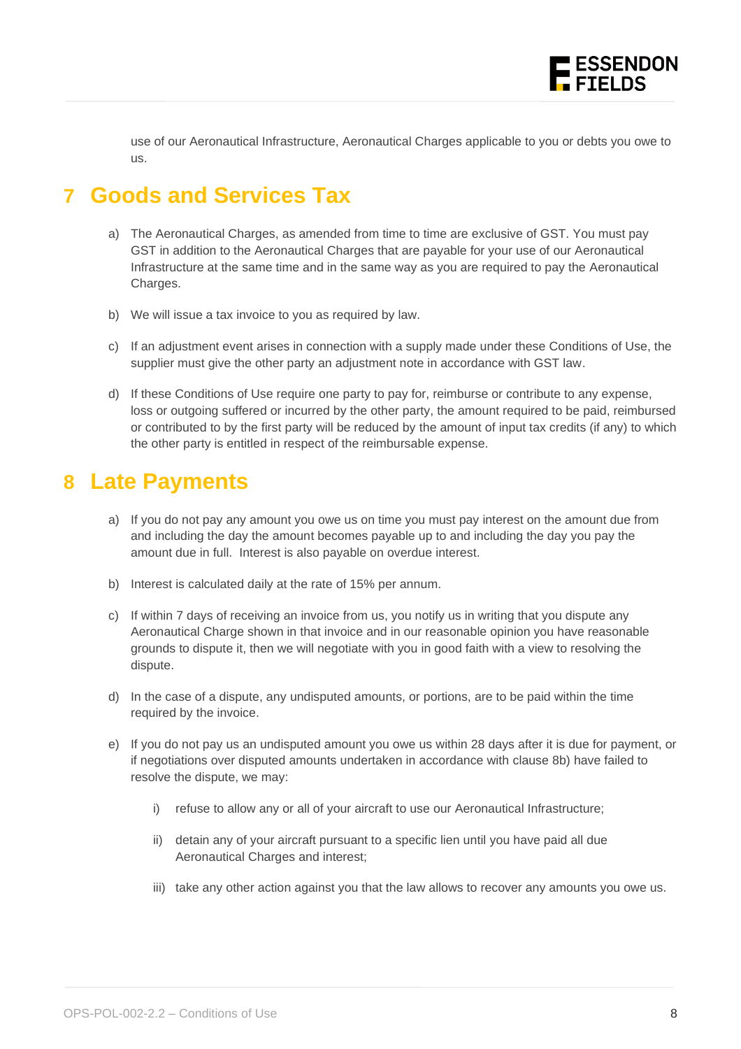use of our Aeronautical Infrastructure, Aeronautical Charges applicable to you or debts you owe to us.

# 7 Goods and Services Tax

a) The Aeronautical Charges, as amended from time to time are exclusive of GST. You must pay GST in addition to the Aeronautical Charges that are payable for your use of our Aeronautical Infrastructure at the same time and in the same way as you are required to pay the Aeronautical Charges.

b) We will issue a tax invoice to you as required by law.

c) If an adjustment event arises in connection with a supply made under these Conditions of Use, the supplier must give the other party an adjustment note in accordance with GST law.

d) If these Conditions of Use require one party to pay for, reimburse or contribute to any expense, loss or outgoing suffered or incurred by the other party, the amount required to be paid, reimbursed or contributed to by the first party will be reduced by the amount of input tax credits (if any) to which the other party is entitled in respect of the reimbursable expense.

# 8 Late Payments

a) If you do not pay any amount you owe us on time you must pay interest on the amount due from and including the day the amount becomes payable up to and including the day you pay the amount due in full. Interest is also payable on overdue interest.

b) Interest is calculated daily at the rate of 15% per annum.

c) If within 7 days of receiving an invoice from us, you notify us in writing that you dispute any Aeronautical Charge shown in that invoice and in our reasonable opinion you have reasonable grounds to dispute it, then we will negotiate with you in good faith with a view to resolving the dispute.

d) In the case of a dispute, any undisputed amounts, or portions, are to be paid within the time required by the invoice.

e) If you do not pay us an undisputed amount you owe us within 28 days after it is due for payment, or if negotiations over disputed amounts undertaken in accordance with clause 8b) have failed to resolve the dispute, we may:

   i) refuse to allow any or all of your aircraft to use our Aeronautical Infrastructure;

   ii) detain any of your aircraft pursuant to a specific lien until you have paid all due Aeronautical Charges and interest;

   iii) take any other action against you that the law allows to recover any amounts you owe us.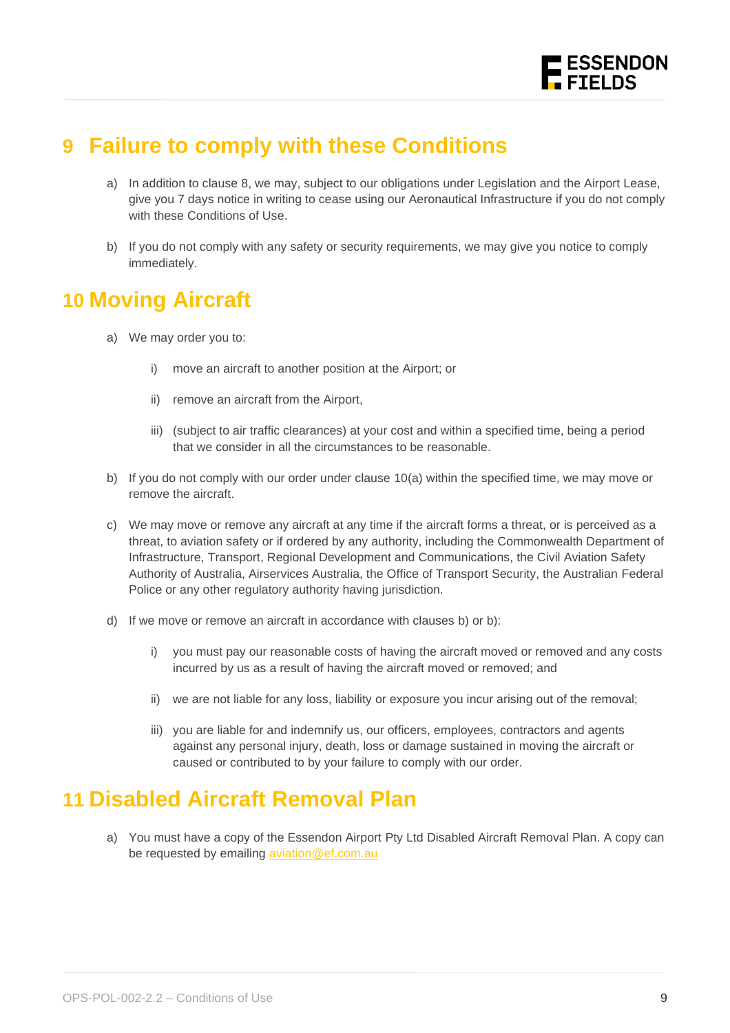# 9 Failure to comply with these Conditions

a) In addition to clause 8, we may, subject to our obligations under Legislation and the Airport Lease, give you 7 days notice in writing to cease using our Aeronautical Infrastructure if you do not comply with these Conditions of Use.

b) If you do not comply with any safety or security requirements, we may give you notice to comply immediately.

# 10 Moving Aircraft

a) We may order you to:

   i) move an aircraft to another position at the Airport; or

   ii) remove an aircraft from the Airport,

   iii) (subject to air traffic clearances) at your cost and within a specified time, being a period that we consider in all the circumstances to be reasonable.

b) If you do not comply with our order under clause 10(a) within the specified time, we may move or remove the aircraft.

c) We may move or remove any aircraft at any time if the aircraft forms a threat, or is perceived as a threat, to aviation safety or if ordered by any authority, including the Commonwealth Department of Infrastructure, Transport, Regional Development and Communications, the Civil Aviation Safety Authority of Australia, Airservices Australia, the Office of Transport Security, the Australian Federal Police or any other regulatory authority having jurisdiction.

d) If we move or remove an aircraft in accordance with clauses b) or b):

   i) you must pay our reasonable costs of having the aircraft moved or removed and any costs incurred by us as a result of having the aircraft moved or removed; and

   ii) we are not liable for any loss, liability or exposure you incur arising out of the removal;

   iii) you are liable for and indemnify us, our officers, employees, contractors and agents against any personal injury, death, loss or damage sustained in moving the aircraft or caused or contributed to by your failure to comply with our order.

# 11 Disabled Aircraft Removal Plan

a) You must have a copy of the Essendon Airport Pty Ltd Disabled Aircraft Removal Plan. A copy can be requested by emailing [aviation@ef.com.au](mailto:aviation@ef.com.au)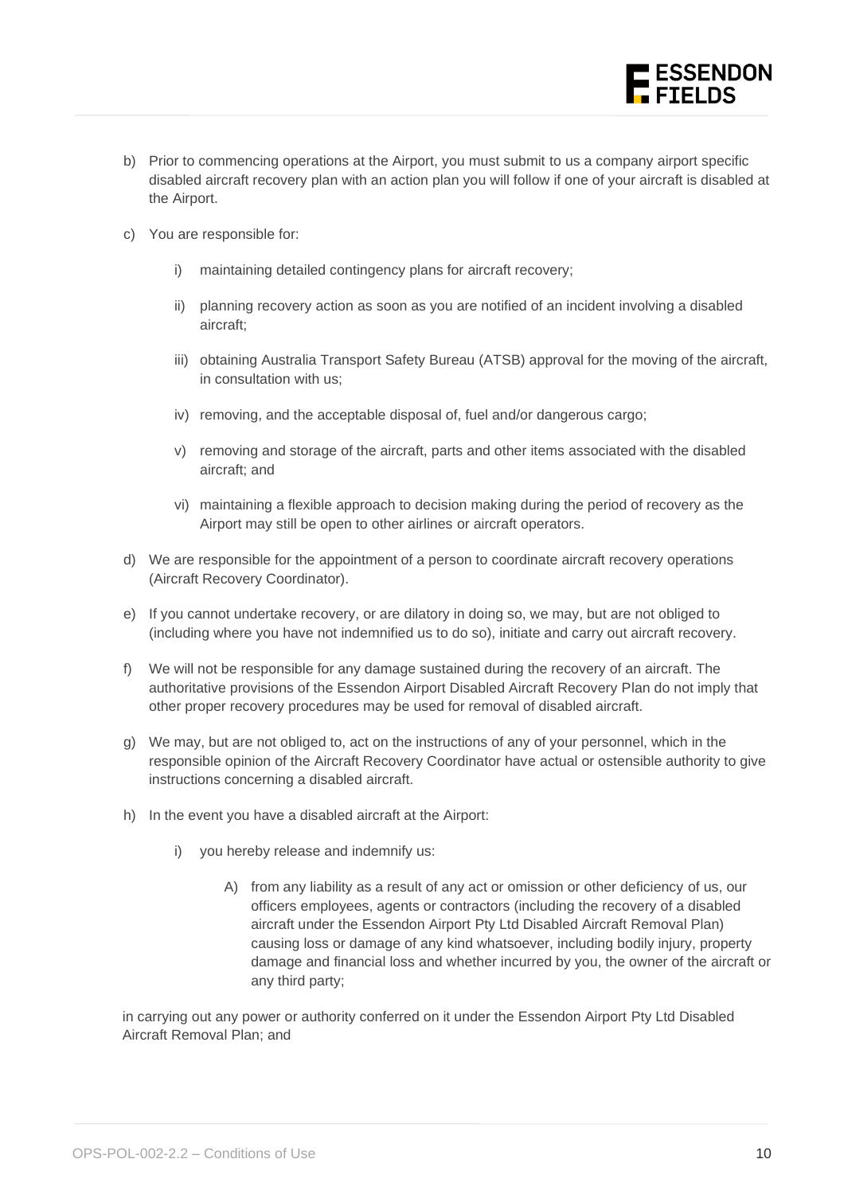b) Prior to commencing operations at the Airport, you must submit to us a company airport specific disabled aircraft recovery plan with an action plan you will follow if one of your aircraft is disabled at the Airport.

c) You are responsible for:

    i) maintaining detailed contingency plans for aircraft recovery;

    ii) planning recovery action as soon as you are notified of an incident involving a disabled aircraft;

    iii) obtaining Australia Transport Safety Bureau (ATSB) approval for the moving of the aircraft, in consultation with us;

    iv) removing, and the acceptable disposal of, fuel and/or dangerous cargo;

    v) removing and storage of the aircraft, parts and other items associated with the disabled aircraft; and

    vi) maintaining a flexible approach to decision making during the period of recovery as the Airport may still be open to other airlines or aircraft operators.

d) We are responsible for the appointment of a person to coordinate aircraft recovery operations (Aircraft Recovery Coordinator).

e) If you cannot undertake recovery, or are dilatory in doing so, we may, but are not obliged to (including where you have not indemnified us to do so), initiate and carry out aircraft recovery.

f) We will not be responsible for any damage sustained during the recovery of an aircraft. The authoritative provisions of the Essendon Airport Disabled Aircraft Recovery Plan do not imply that other proper recovery procedures may be used for removal of disabled aircraft.

g) We may, but are not obliged to, act on the instructions of any of your personnel, which in the responsible opinion of the Aircraft Recovery Coordinator have actual or ostensible authority to give instructions concerning a disabled aircraft.

h) In the event you have a disabled aircraft at the Airport:

    i) you hereby release and indemnify us:

        A) from any liability as a result of any act or omission or other deficiency of us, our officers employees, agents or contractors (including the recovery of a disabled aircraft under the Essendon Airport Pty Ltd Disabled Aircraft Removal Plan) causing loss or damage of any kind whatsoever, including bodily injury, property damage and financial loss and whether incurred by you, the owner of the aircraft or any third party;

in carrying out any power or authority conferred on it under the Essendon Airport Pty Ltd Disabled Aircraft Removal Plan; and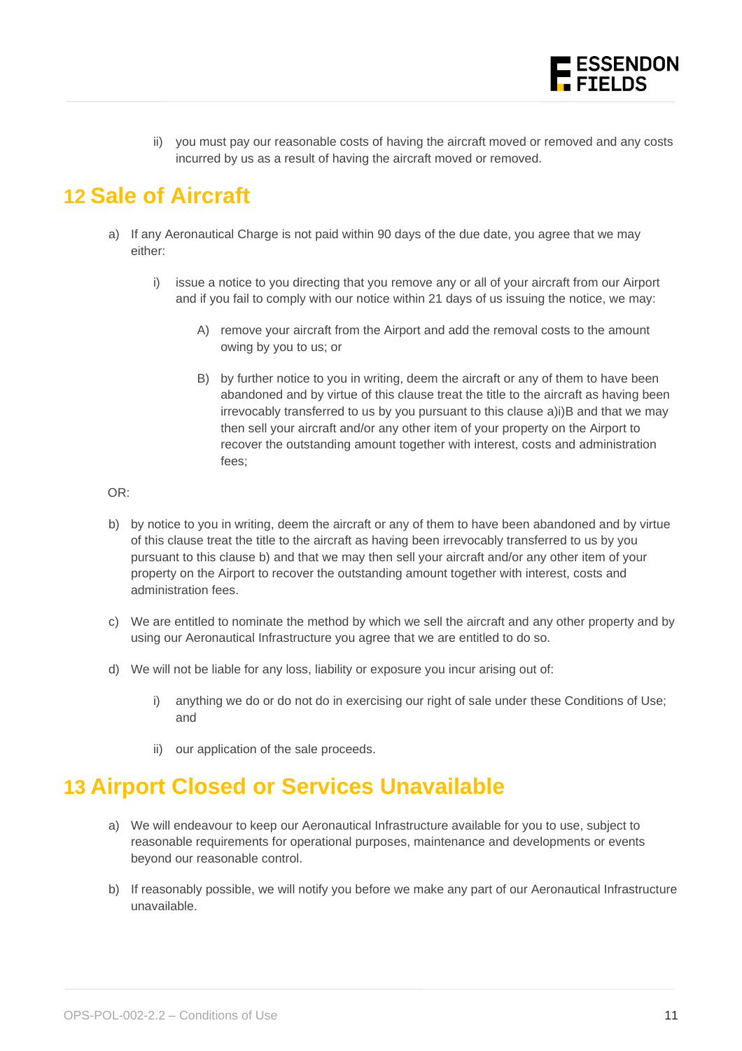ii) you must pay our reasonable costs of having the aircraft moved or removed and any costs incurred by us as a result of having the aircraft moved or removed.

## 12 Sale of Aircraft

a) If any Aeronautical Charge is not paid within 90 days of the due date, you agree that we may either:

   i) issue a notice to you directing that you remove any or all of your aircraft from our Airport and if you fail to comply with our notice within 21 days of us issuing the notice, we may:

      A) remove your aircraft from the Airport and add the removal costs to the amount owing by you to us; or

      B) by further notice to you in writing, deem the aircraft or any of them to have been abandoned and by virtue of this clause treat the title to the aircraft as having been irrevocably transferred to us by you pursuant to this clause a)i)B and that we may then sell your aircraft and/or any other item of your property on the Airport to recover the outstanding amount together with interest, costs and administration fees;

OR:

b) by notice to you in writing, deem the aircraft or any of them to have been abandoned and by virtue of this clause treat the title to the aircraft as having been irrevocably transferred to us by you pursuant to this clause b) and that we may then sell your aircraft and/or any other item of your property on the Airport to recover the outstanding amount together with interest, costs and administration fees.

c) We are entitled to nominate the method by which we sell the aircraft and any other property and by using our Aeronautical Infrastructure you agree that we are entitled to do so.

d) We will not be liable for any loss, liability or exposure you incur arising out of:

   i) anything we do or do not do in exercising our right of sale under these Conditions of Use; and

   ii) our application of the sale proceeds.

## 13 Airport Closed or Services Unavailable

a) We will endeavour to keep our Aeronautical Infrastructure available for you to use, subject to reasonable requirements for operational purposes, maintenance and developments or events beyond our reasonable control.

b) If reasonably possible, we will notify you before we make any part of our Aeronautical Infrastructure unavailable.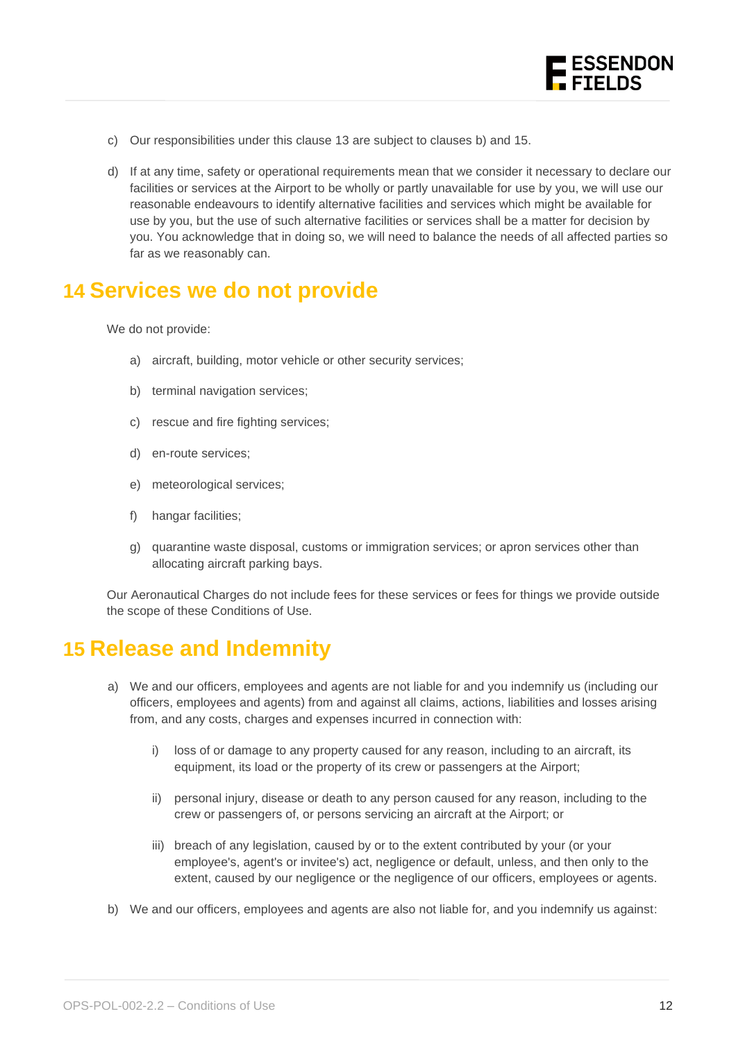c) Our responsibilities under this clause 13 are subject to clauses b) and 15.

d) If at any time, safety or operational requirements mean that we consider it necessary to declare our facilities or services at the Airport to be wholly or partly unavailable for use by you, we will use our reasonable endeavours to identify alternative facilities and services which might be available for use by you, but the use of such alternative facilities or services shall be a matter for decision by you. You acknowledge that in doing so, we will need to balance the needs of all affected parties so far as we reasonably can.

# 14 Services we do not provide

We do not provide:

a) aircraft, building, motor vehicle or other security services;

b) terminal navigation services;

c) rescue and fire fighting services;

d) en-route services;

e) meteorological services;

f) hangar facilities;

g) quarantine waste disposal, customs or immigration services; or apron services other than allocating aircraft parking bays.

Our Aeronautical Charges do not include fees for these services or fees for things we provide outside the scope of these Conditions of Use.

# 15 Release and Indemnity

a) We and our officers, employees and agents are not liable for and you indemnify us (including our officers, employees and agents) from and against all claims, actions, liabilities and losses arising from, and any costs, charges and expenses incurred in connection with:

   i) loss of or damage to any property caused for any reason, including to an aircraft, its equipment, its load or the property of its crew or passengers at the Airport;

   ii) personal injury, disease or death to any person caused for any reason, including to the crew or passengers of, or persons servicing an aircraft at the Airport; or

   iii) breach of any legislation, caused by or to the extent contributed by your (or your employee's, agent's or invitee's) act, negligence or default, unless, and then only to the extent, caused by our negligence or the negligence of our officers, employees or agents.

b) We and our officers, employees and agents are also not liable for, and you indemnify us against: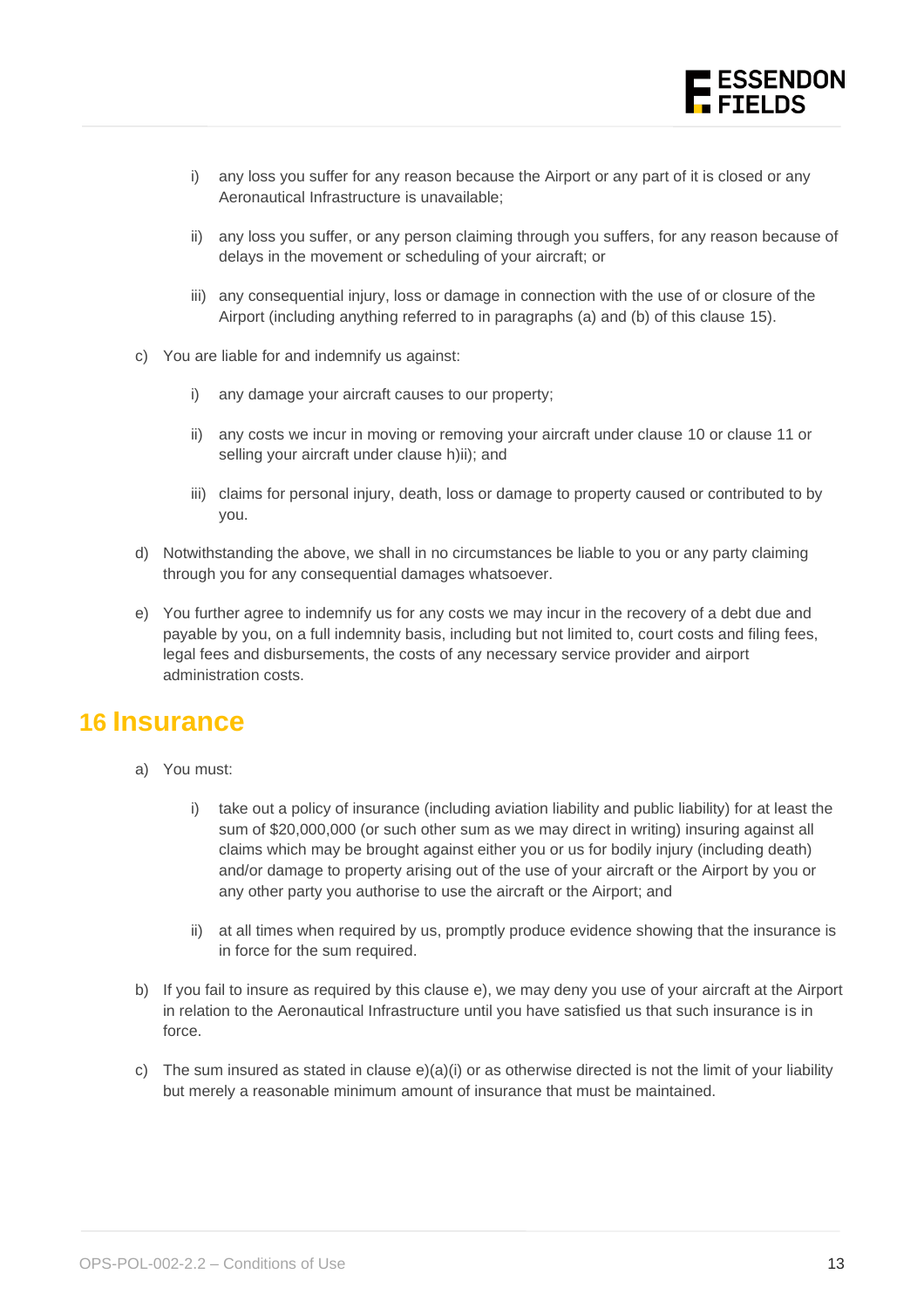i) any loss you suffer for any reason because the Airport or any part of it is closed or any Aeronautical Infrastructure is unavailable;

ii) any loss you suffer, or any person claiming through you suffers, for any reason because of delays in the movement or scheduling of your aircraft; or

iii) any consequential injury, loss or damage in connection with the use of or closure of the Airport (including anything referred to in paragraphs (a) and (b) of this clause 15).

c) You are liable for and indemnify us against:

   i) any damage your aircraft causes to our property;

   ii) any costs we incur in moving or removing your aircraft under clause 10 or clause 11 or selling your aircraft under clause h)ii); and

   iii) claims for personal injury, death, loss or damage to property caused or contributed to by you.

d) Notwithstanding the above, we shall in no circumstances be liable to you or any party claiming through you for any consequential damages whatsoever.

e) You further agree to indemnify us for any costs we may incur in the recovery of a debt due and payable by you, on a full indemnity basis, including but not limited to, court costs and filing fees, legal fees and disbursements, the costs of any necessary service provider and airport administration costs.

## 16 Insurance

a) You must:

   i) take out a policy of insurance (including aviation liability and public liability) for at least the sum of $20,000,000 (or such other sum as we may direct in writing) insuring against all claims which may be brought against either you or us for bodily injury (including death) and/or damage to property arising out of the use of your aircraft or the Airport by you or any other party you authorise to use the aircraft or the Airport; and

   ii) at all times when required by us, promptly produce evidence showing that the insurance is in force for the sum required.

b) If you fail to insure as required by this clause e), we may deny you use of your aircraft at the Airport in relation to the Aeronautical Infrastructure until you have satisfied us that such insurance is in force.

c) The sum insured as stated in clause e)(a)(i) or as otherwise directed is not the limit of your liability but merely a reasonable minimum amount of insurance that must be maintained.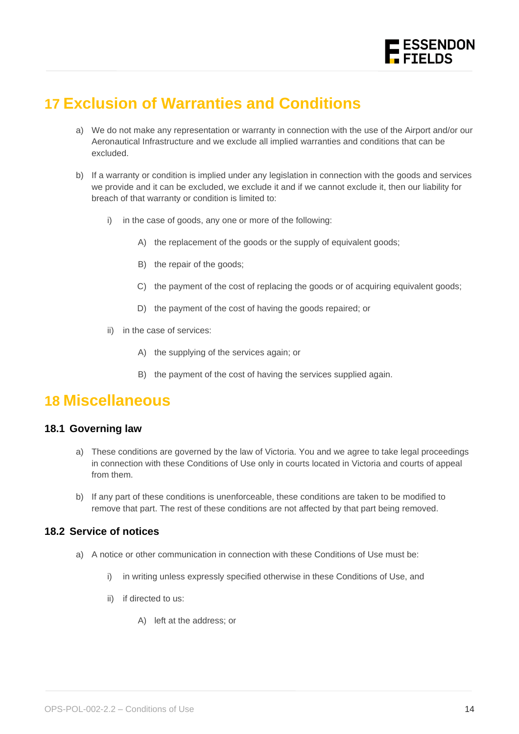# 17 Exclusion of Warranties and Conditions

a) We do not make any representation or warranty in connection with the use of the Airport and/or our Aeronautical Infrastructure and we exclude all implied warranties and conditions that can be excluded.

b) If a warranty or condition is implied under any legislation in connection with the goods and services we provide and it can be excluded, we exclude it and if we cannot exclude it, then our liability for breach of that warranty or condition is limited to:

   i) in the case of goods, any one or more of the following:

      A) the replacement of the goods or the supply of equivalent goods;

      B) the repair of the goods;

      C) the payment of the cost of replacing the goods or of acquiring equivalent goods;

      D) the payment of the cost of having the goods repaired; or

   ii) in the case of services:

      A) the supplying of the services again; or

      B) the payment of the cost of having the services supplied again.

# 18 Miscellaneous

## 18.1 Governing law

a) These conditions are governed by the law of Victoria. You and we agree to take legal proceedings in connection with these Conditions of Use only in courts located in Victoria and courts of appeal from them.

b) If any part of these conditions is unenforceable, these conditions are taken to be modified to remove that part. The rest of these conditions are not affected by that part being removed.

## 18.2 Service of notices

a) A notice or other communication in connection with these Conditions of Use must be:

   i) in writing unless expressly specified otherwise in these Conditions of Use, and

   ii) if directed to us:

      A) left at the address; or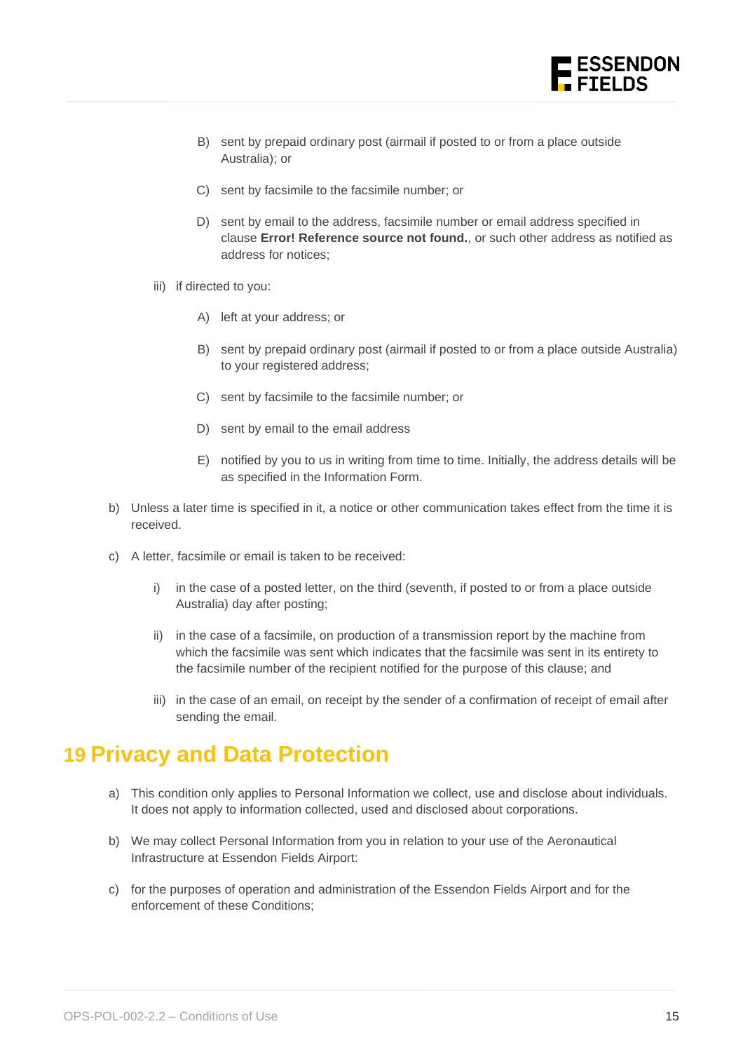- B) sent by prepaid ordinary post (airmail if posted to or from a place outside Australia); or
   - C) sent by facsimile to the facsimile number; or
   - D) sent by email to the address, facsimile number or email address specified in clause **Error! Reference source not found.**, or such other address as notified as address for notices;

iii) if directed to you:

   - A) left at your address; or
   - B) sent by prepaid ordinary post (airmail if posted to or from a place outside Australia) to your registered address;
   - C) sent by facsimile to the facsimile number; or
   - D) sent by email to the email address
   - E) notified by you to us in writing from time to time. Initially, the address details will be as specified in the Information Form.

b) Unless a later time is specified in it, a notice or other communication takes effect from the time it is received.

c) A letter, facsimile or email is taken to be received:

   - i) in the case of a posted letter, on the third (seventh, if posted to or from a place outside Australia) day after posting;
   - ii) in the case of a facsimile, on production of a transmission report by the machine from which the facsimile was sent which indicates that the facsimile was sent in its entirety to the facsimile number of the recipient notified for the purpose of this clause; and
   - iii) in the case of an email, on receipt by the sender of a confirmation of receipt of email after sending the email.

# 19 Privacy and Data Protection

a) This condition only applies to Personal Information we collect, use and disclose about individuals. It does not apply to information collected, used and disclosed about corporations.

b) We may collect Personal Information from you in relation to your use of the Aeronautical Infrastructure at Essendon Fields Airport:

c) for the purposes of operation and administration of the Essendon Fields Airport and for the enforcement of these Conditions;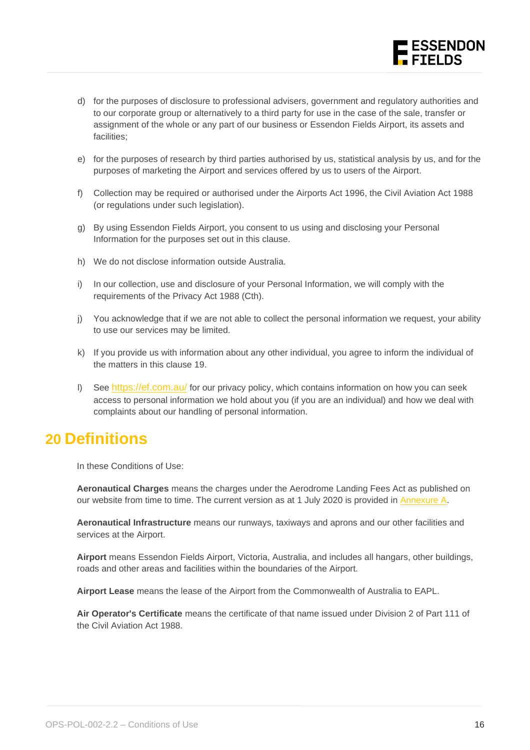d) for the purposes of disclosure to professional advisers, government and regulatory authorities and to our corporate group or alternatively to a third party for use in the case of the sale, transfer or assignment of the whole or any part of our business or Essendon Fields Airport, its assets and facilities;

e) for the purposes of research by third parties authorised by us, statistical analysis by us, and for the purposes of marketing the Airport and services offered by us to users of the Airport.

f) Collection may be required or authorised under the Airports Act 1996, the Civil Aviation Act 1988 (or regulations under such legislation).

g) By using Essendon Fields Airport, you consent to us using and disclosing your Personal Information for the purposes set out in this clause.

h) We do not disclose information outside Australia.

i) In our collection, use and disclosure of your Personal Information, we will comply with the requirements of the Privacy Act 1988 (Cth).

j) You acknowledge that if we are not able to collect the personal information we request, your ability to use our services may be limited.

k) If you provide us with information about any other individual, you agree to inform the individual of the matters in this clause 19.

l) See https://ef.com.au/ for our privacy policy, which contains information on how you can seek access to personal information we hold about you (if you are an individual) and how we deal with complaints about our handling of personal information.

# 20 Definitions

In these Conditions of Use:

**Aeronautical Charges** means the charges under the Aerodrome Landing Fees Act as published on our website from time to time. The current version as at 1 July 2020 is provided in Annexure A.

**Aeronautical Infrastructure** means our runways, taxiways and aprons and our other facilities and services at the Airport.

**Airport** means Essendon Fields Airport, Victoria, Australia, and includes all hangars, other buildings, roads and other areas and facilities within the boundaries of the Airport.

**Airport Lease** means the lease of the Airport from the Commonwealth of Australia to EAPL.

**Air Operator's Certificate** means the certificate of that name issued under Division 2 of Part 111 of the Civil Aviation Act 1988.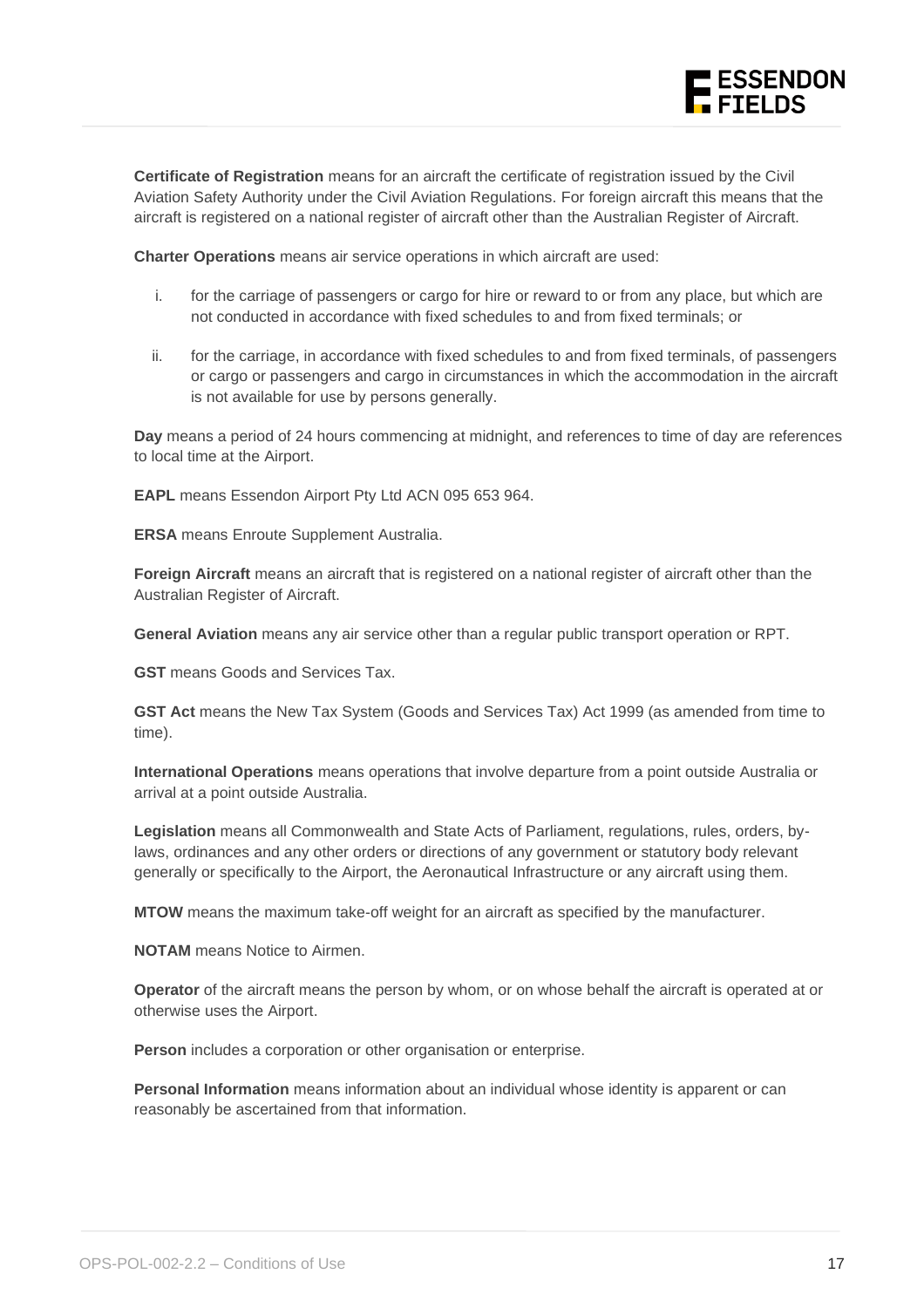**Certificate of Registration** means for an aircraft the certificate of registration issued by the Civil Aviation Safety Authority under the Civil Aviation Regulations. For foreign aircraft this means that the aircraft is registered on a national register of aircraft other than the Australian Register of Aircraft.

**Charter Operations** means air service operations in which aircraft are used:

i. for the carriage of passengers or cargo for hire or reward to or from any place, but which are not conducted in accordance with fixed schedules to and from fixed terminals; or

ii. for the carriage, in accordance with fixed schedules to and from fixed terminals, of passengers or cargo or passengers and cargo in circumstances in which the accommodation in the aircraft is not available for use by persons generally.

**Day** means a period of 24 hours commencing at midnight, and references to time of day are references to local time at the Airport.

**EAPL** means Essendon Airport Pty Ltd ACN 095 653 964.

**ERSA** means Enroute Supplement Australia.

**Foreign Aircraft** means an aircraft that is registered on a national register of aircraft other than the Australian Register of Aircraft.

**General Aviation** means any air service other than a regular public transport operation or RPT.

**GST** means Goods and Services Tax.

**GST Act** means the New Tax System (Goods and Services Tax) Act 1999 (as amended from time to time).

**International Operations** means operations that involve departure from a point outside Australia or arrival at a point outside Australia.

**Legislation** means all Commonwealth and State Acts of Parliament, regulations, rules, orders, by-laws, ordinances and any other orders or directions of any government or statutory body relevant generally or specifically to the Airport, the Aeronautical Infrastructure or any aircraft using them.

**MTOW** means the maximum take-off weight for an aircraft as specified by the manufacturer.

**NOTAM** means Notice to Airmen.

**Operator** of the aircraft means the person by whom, or on whose behalf the aircraft is operated at or otherwise uses the Airport.

**Person** includes a corporation or other organisation or enterprise.

**Personal Information** means information about an individual whose identity is apparent or can reasonably be ascertained from that information.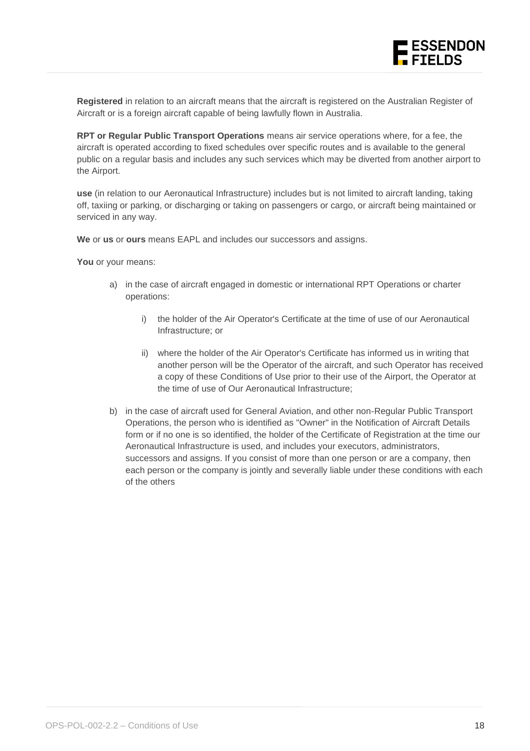**Registered** in relation to an aircraft means that the aircraft is registered on the Australian Register of Aircraft or is a foreign aircraft capable of being lawfully flown in Australia.

**RPT or Regular Public Transport Operations** means air service operations where, for a fee, the aircraft is operated according to fixed schedules over specific routes and is available to the general public on a regular basis and includes any such services which may be diverted from another airport to the Airport.

**use** (in relation to our Aeronautical Infrastructure) includes but is not limited to aircraft landing, taking off, taxiing or parking, or discharging or taking on passengers or cargo, or aircraft being maintained or serviced in any way.

**We** or **us** or **ours** means EAPL and includes our successors and assigns.

**You** or your means:

a) in the case of aircraft engaged in domestic or international RPT Operations or charter operations:

   i) the holder of the Air Operator's Certificate at the time of use of our Aeronautical Infrastructure; or

   ii) where the holder of the Air Operator's Certificate has informed us in writing that another person will be the Operator of the aircraft, and such Operator has received a copy of these Conditions of Use prior to their use of the Airport, the Operator at the time of use of Our Aeronautical Infrastructure;

b) in the case of aircraft used for General Aviation, and other non-Regular Public Transport Operations, the person who is identified as "Owner" in the Notification of Aircraft Details form or if no one is so identified, the holder of the Certificate of Registration at the time our Aeronautical Infrastructure is used, and includes your executors, administrators, successors and assigns. If you consist of more than one person or are a company, then each person or the company is jointly and severally liable under these conditions with each of the others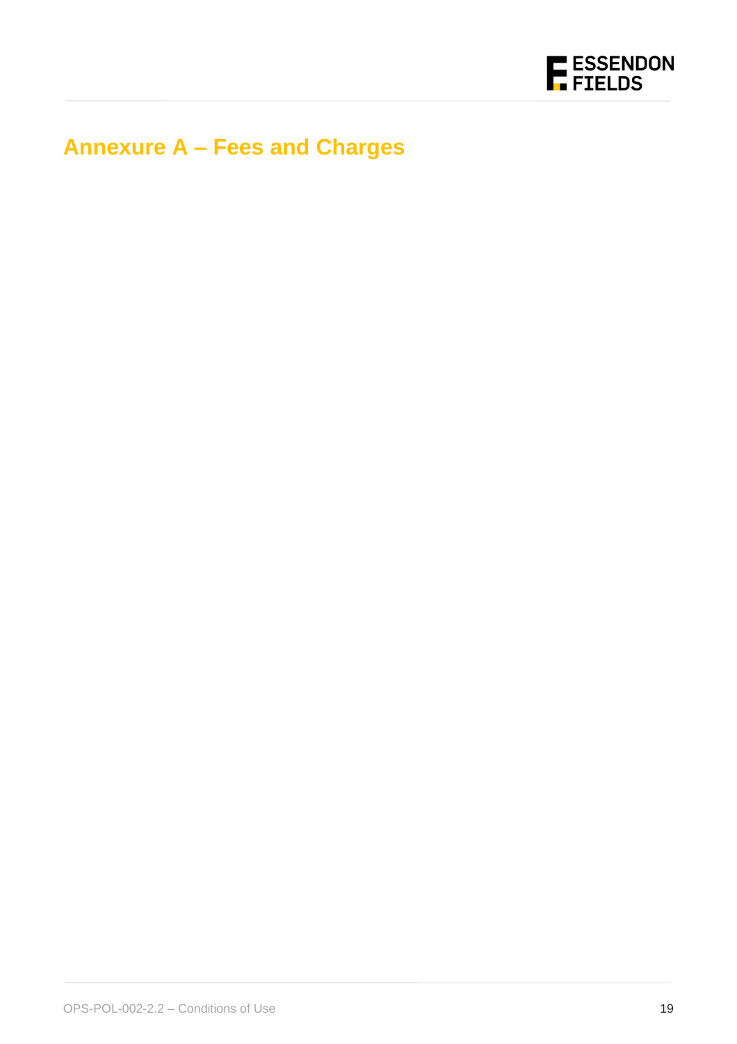# Annexure A – Fees and Charges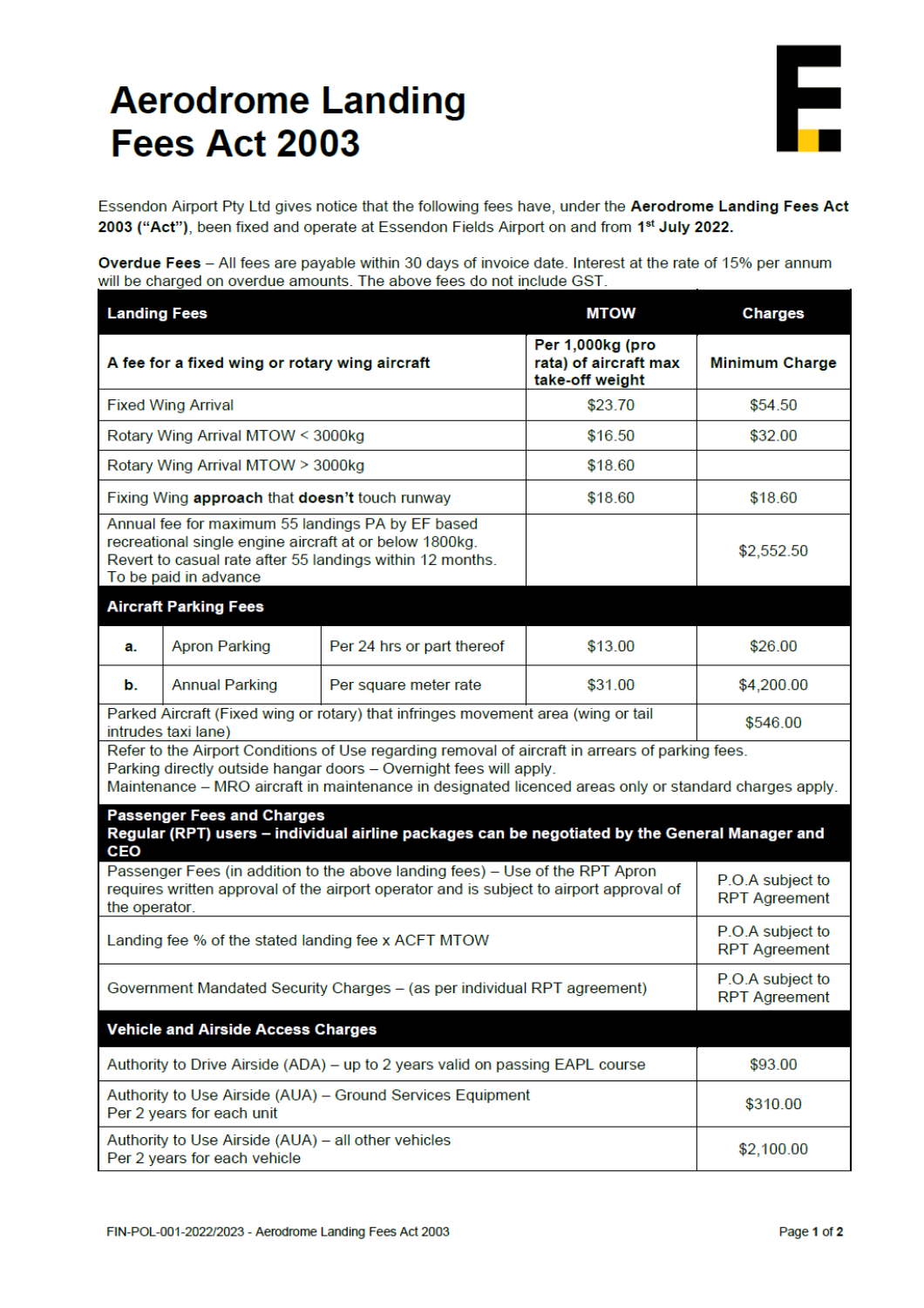# Aerodrome Landing Fees Act 2003

Essendon Airport Pty Ltd gives notice that the following fees have, under the **Aerodrome Landing Fees Act 2003 ("Act")**, been fixed and operate at Essendon Fields Airport on and from **1st July 2022.**

**Overdue Fees** – All fees are payable within 30 days of invoice date. Interest at the rate of 15% per annum will be charged on overdue amounts. The above fees do not include GST.

| **Landing Fees** | | | **MTOW** | **Charges** |
|---|---|---|---|---|
| **A fee for a fixed wing or rotary wing aircraft** | | | **Per 1,000kg (pro rata) of aircraft max take-off weight** | **Minimum Charge** |
| Fixed Wing Arrival | | | $23.70 | $54.50 |
| Rotary Wing Arrival MTOW < 3000kg | | | $16.50 | $32.00 |
| Rotary Wing Arrival MTOW > 3000kg | | | $18.60 | |
| Fixing Wing **approach** that **doesn't** touch runway | | | $18.60 | $18.60 |
| Annual fee for maximum 55 landings PA by EF based recreational single engine aircraft at or below 1800kg. Revert to casual rate after 55 landings within 12 months. To be paid in advance | | | | $2,552.50 |
| **Aircraft Parking Fees** | | | | |
| **a.** | Apron Parking | Per 24 hrs or part thereof | $13.00 | $26.00 |
| **b.** | Annual Parking | Per square meter rate | $31.00 | $4,200.00 |
| Parked Aircraft (Fixed wing or rotary) that infringes movement area (wing or tail intrudes taxi lane) | | | | $546.00 |
| Refer to the Airport Conditions of Use regarding removal of aircraft in arrears of parking fees. Parking directly outside hangar doors – Overnight fees will apply. Maintenance – MRO aircraft in maintenance in designated licenced areas only or standard charges apply. | | | | |
| **Passenger Fees and Charges Regular (RPT) users – individual airline packages can be negotiated by the General Manager and CEO** | | | | |
| Passenger Fees (in addition to the above landing fees) – Use of the RPT Apron requires written approval of the airport operator and is subject to airport approval of the operator. | | | | P.O.A subject to RPT Agreement |
| Landing fee % of the stated landing fee x ACFT MTOW | | | | P.O.A subject to RPT Agreement |
| Government Mandated Security Charges – (as per individual RPT agreement) | | | | P.O.A subject to RPT Agreement |
| **Vehicle and Airside Access Charges** | | | | |
| Authority to Drive Airside (ADA) – up to 2 years valid on passing EAPL course | | | | $93.00 |
| Authority to Use Airside (AUA) – Ground Services Equipment Per 2 years for each unit | | | | $310.00 |
| Authority to Use Airside (AUA) – all other vehicles Per 2 years for each vehicle | | | | $2,100.00 |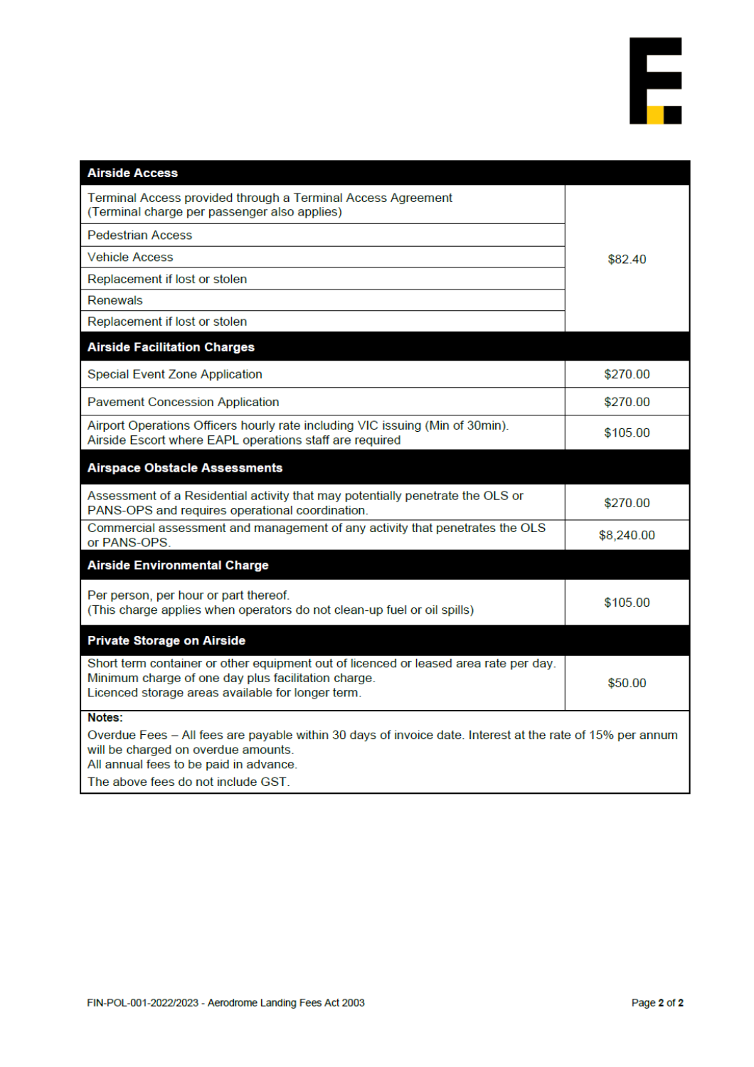| Airside Access | |
|---|---|
| Terminal Access provided through a Terminal Access Agreement (Terminal charge per passenger also applies) | $82.40 |
| Pedestrian Access | |
| Vehicle Access | |
| Replacement if lost or stolen | |
| Renewals | |
| Replacement if lost or stolen | |
| **Airside Facilitation Charges** | |
| Special Event Zone Application | $270.00 |
| Pavement Concession Application | $270.00 |
| Airport Operations Officers hourly rate including VIC issuing (Min of 30min). Airside Escort where EAPL operations staff are required | $105.00 |
| **Airspace Obstacle Assessments** | |
| Assessment of a Residential activity that may potentially penetrate the OLS or PANS-OPS and requires operational coordination. | $270.00 |
| Commercial assessment and management of any activity that penetrates the OLS or PANS-OPS. | $8,240.00 |
| **Airside Environmental Charge** | |
| Per person, per hour or part thereof. (This charge applies when operators do not clean-up fuel or oil spills) | $105.00 |
| **Private Storage on Airside** | |
| Short term container or other equipment out of licenced or leased area rate per day. Minimum charge of one day plus facilitation charge. Licenced storage areas available for longer term. | $50.00 |

**Notes:**

Overdue Fees – All fees are payable within 30 days of invoice date. Interest at the rate of 15% per annum will be charged on overdue amounts.
All annual fees to be paid in advance.
The above fees do not include GST.

FIN-POL-001-2022/2023 - Aerodrome Landing Fees Act 2003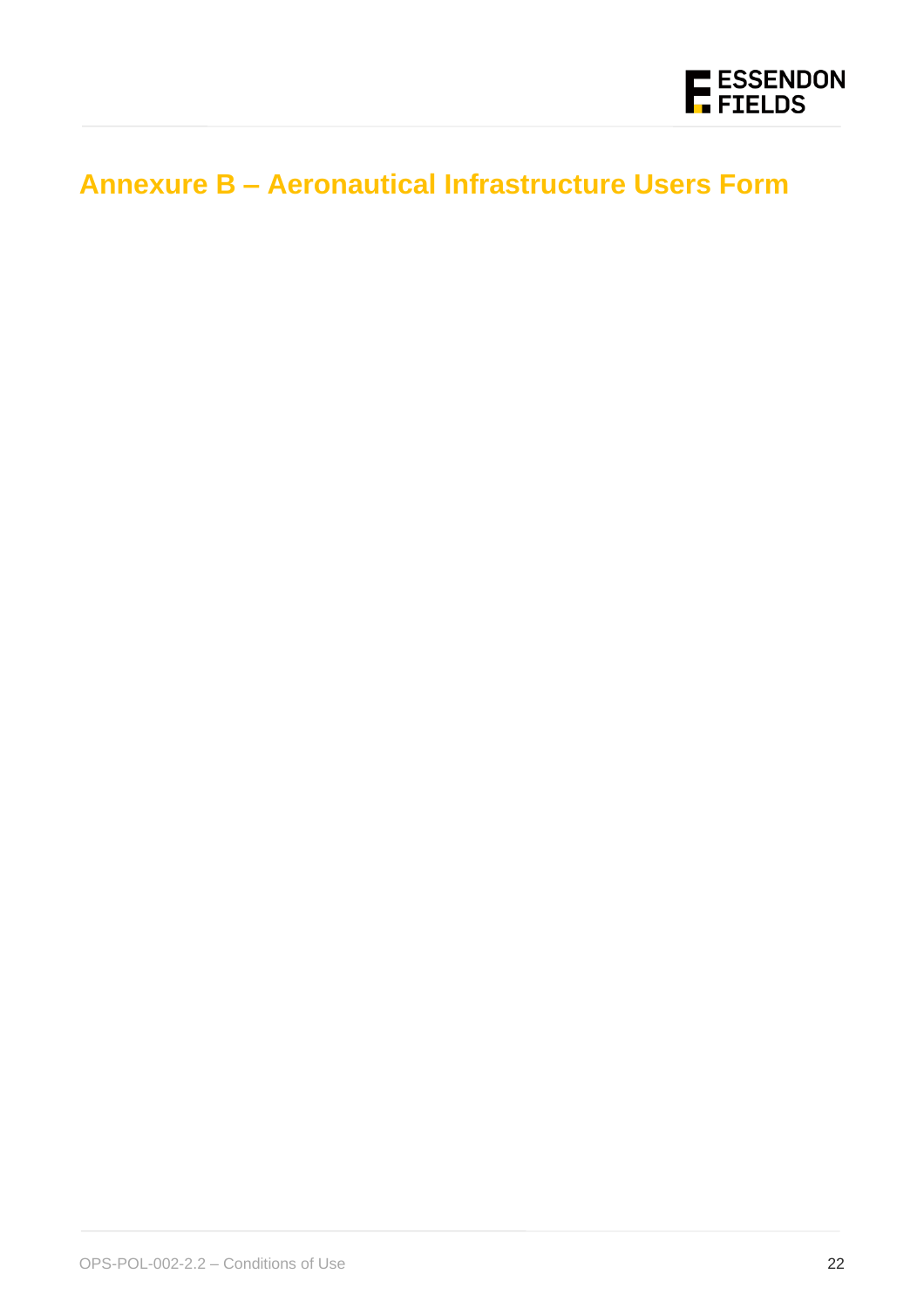# Annexure B – Aeronautical Infrastructure Users Form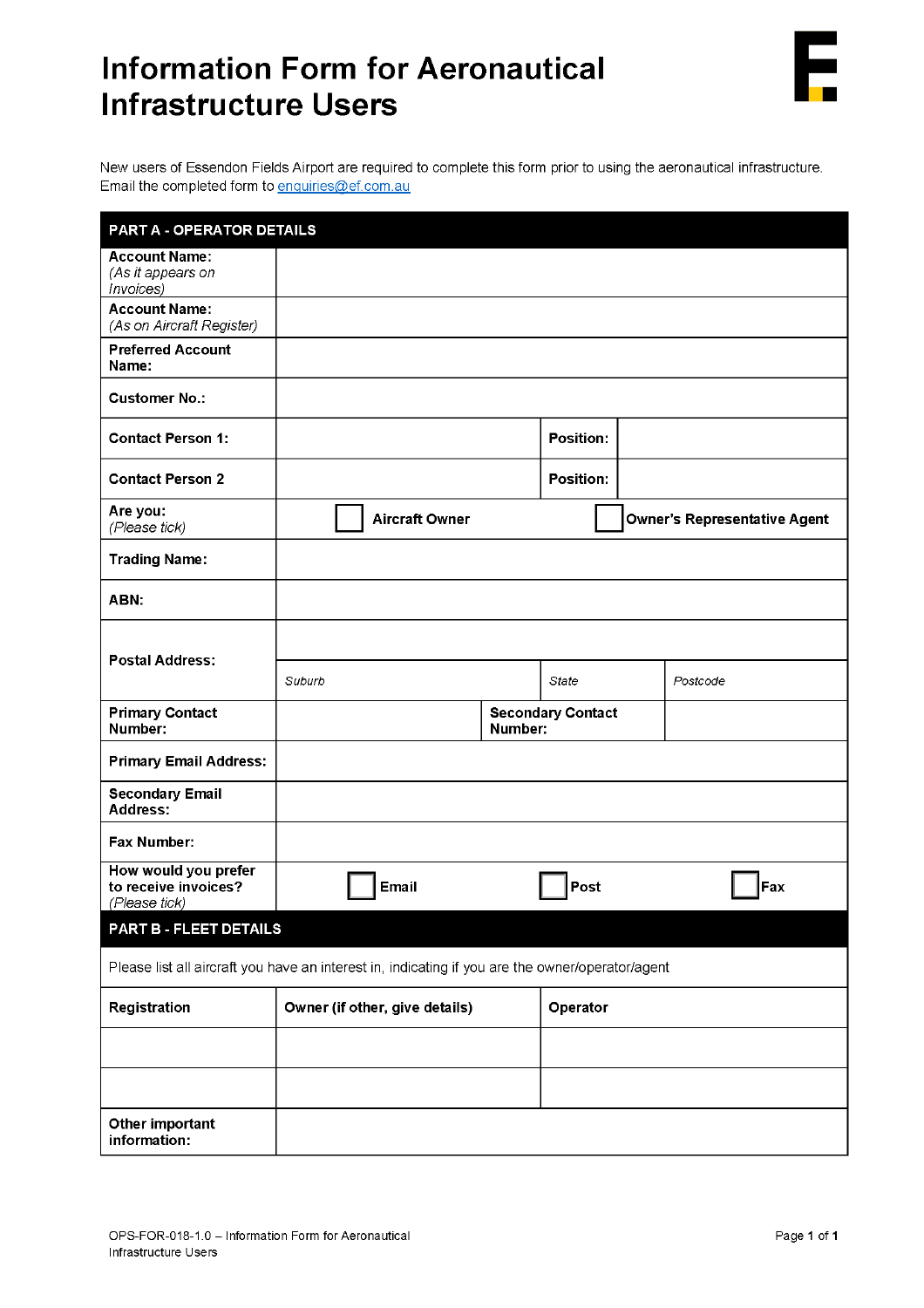# Information Form for Aeronautical Infrastructure Users

New users of Essendon Fields Airport are required to complete this form prior to using the aeronautical infrastructure. Email the completed form to enquiries@ef.com.au

| **PART A - OPERATOR DETAILS** | | | |
|---|---|---|---|
| **Account Name:** *(As it appears on Invoices)* | | | |
| **Account Name:** *(As on Aircraft Register)* | | | |
| **Preferred Account Name:** | | | |
| **Customer No.:** | | | |
| **Contact Person 1:** | | **Position:** | |
| **Contact Person 2** | | **Position:** | |
| **Are you:** *(Please tick)* | ☐ **Aircraft Owner** | ☐ **Owner's Representative Agent** | |
| **Trading Name:** | | | |
| **ABN:** | | | |
| **Postal Address:** | | | |
| | *Suburb* | *State* | *Postcode* |
| **Primary Contact Number:** | | **Secondary Contact Number:** | |
| **Primary Email Address:** | | | |
| **Secondary Email Address:** | | | |
| **Fax Number:** | | | |
| **How would you prefer to receive invoices?** *(Please tick)* | ☐ **Email** | ☐ **Post** | ☐ **Fax** |

| **PART B - FLEET DETAILS** | | |
|---|---|---|
| Please list all aircraft you have an interest in, indicating if you are the owner/operator/agent | | |
| **Registration** | **Owner (if other, give details)** | **Operator** |
| | | |
| | | |
| **Other important information:** | | |

OPS-FOR-018-1.0 – Information Form for Aeronautical Infrastructure Users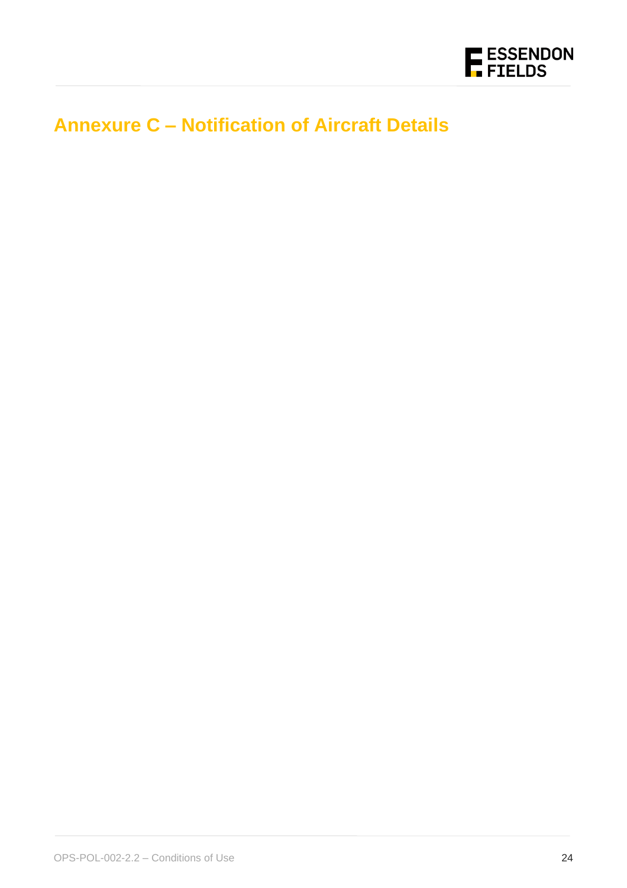# Annexure C – Notification of Aircraft Details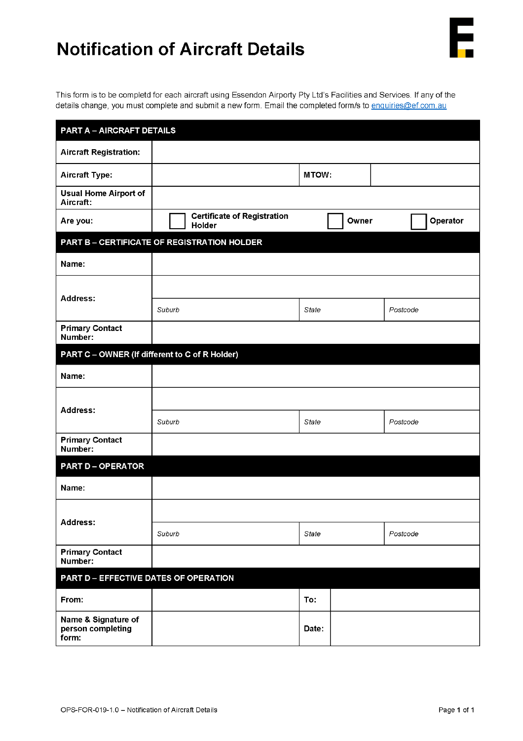# Notification of Aircraft Details

This form is to be completd for each aircraft using Essendon Airport Pty Ltd's Facilities and Services. If any of the details change, you must complete and submit a new form. Email the completed form/s to enquiries@ef.com.au

| **PART A – AIRCRAFT DETAILS** | | | | | |
|---|---|---|---|---|---|
| **Aircraft Registration:** | | | | | |
| **Aircraft Type:** | | **MTOW:** | | | |
| **Usual Home Airport of Aircraft:** | | | | | |
| **Are you:** | ☐ **Certificate of Registration Holder** | | ☐ **Owner** | | ☐ **Operator** |
| **PART B – CERTIFICATE OF REGISTRATION HOLDER** | | | | | |
| **Name:** | | | | | |
| **Address:** | | | | | |
| | *Suburb* | *State* | | *Postcode* | |
| **Primary Contact Number:** | | | | | |
| **PART C – OWNER (If different to C of R Holder)** | | | | | |
| **Name:** | | | | | |
| **Address:** | | | | | |
| | *Suburb* | *State* | | *Postcode* | |
| **Primary Contact Number:** | | | | | |
| **PART D – OPERATOR** | | | | | |
| **Name:** | | | | | |
| **Address:** | | | | | |
| | *Suburb* | *State* | | *Postcode* | |
| **Primary Contact Number:** | | | | | |
| **PART D – EFFECTIVE DATES OF OPERATION** | | | | | |
| **From:** | | **To:** | | | |
| **Name & Signature of person completing form:** | | **Date:** | | | |

OPS-FOR-019-1.0 – Notification of Aircraft Details